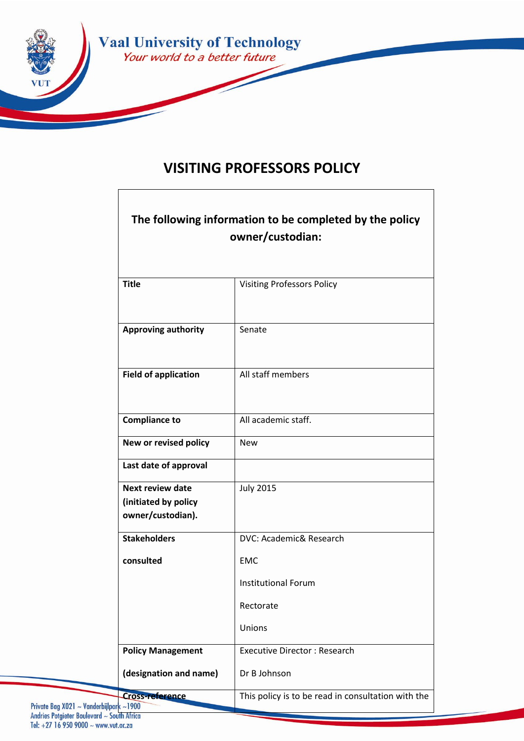# VISITING PROFESSORS POLICY

| The following information to be completed by the policy owner/custodian: | |
|---|---|
| **Title** | Visiting Professors Policy |
| **Approving authority** | Senate |
| **Field of application** | All staff members |
| **Compliance to** | All academic staff. |
| **New or revised policy** | New |
| **Last date of approval** | |
| **Next review date (initiated by policy owner/custodian).** | July 2015 |
| **Stakeholders consulted** | DVC: Academic& Research<br><br>EMC<br><br>Institutional Forum<br><br>Rectorate<br><br>Unions |
| **Policy Management (designation and name)** | Executive Director : Research<br><br>Dr B Johnson |
| **Cross-reference** | This policy is to be read in consultation with the |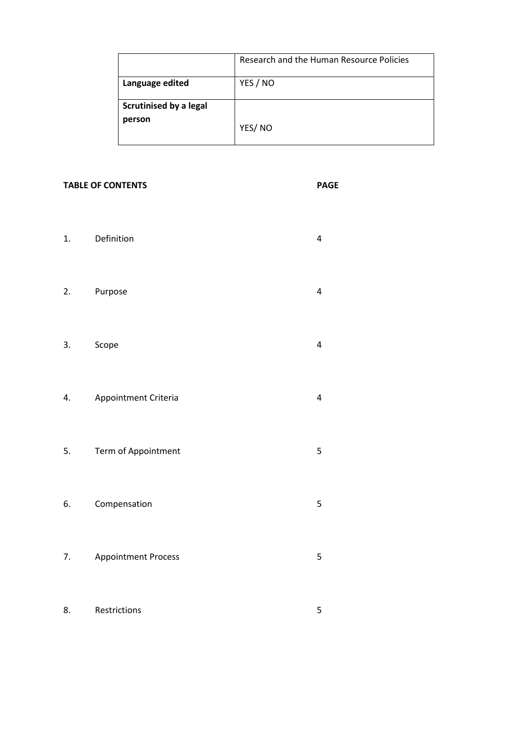| | Research and the Human Resource Policies |
|---|---|
| **Language edited** | YES / NO |
| **Scrutinised by a legal person** | YES/ NO |

| **TABLE OF CONTENTS** | | **PAGE** |
|---|---|---|
| 1. | Definition | 4 |
| 2. | Purpose | 4 |
| 3. | Scope | 4 |
| 4. | Appointment Criteria | 4 |
| 5. | Term of Appointment | 5 |
| 6. | Compensation | 5 |
| 7. | Appointment Process | 5 |
| 8. | Restrictions | 5 |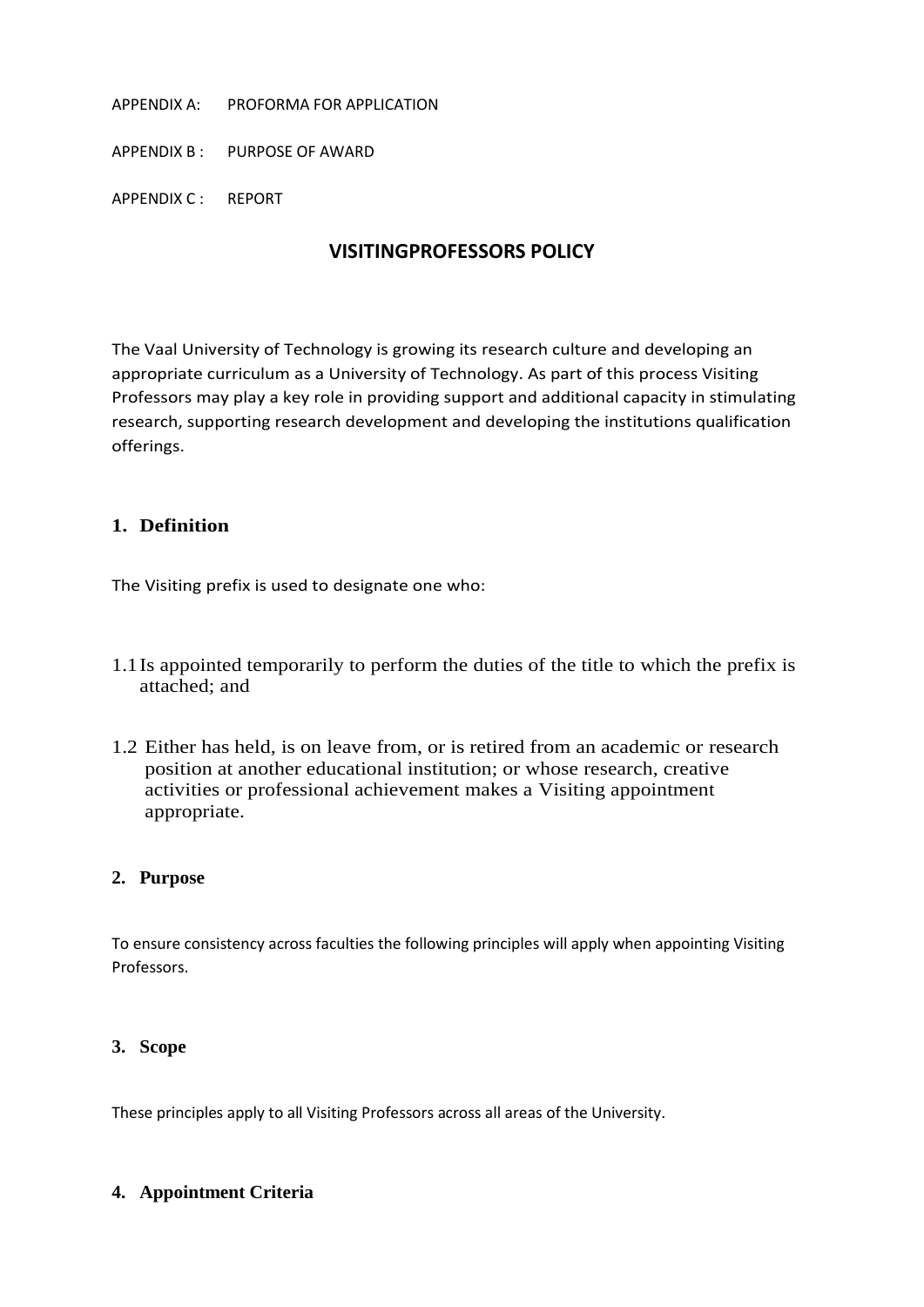APPENDIX A: PROFORMA FOR APPLICATION

APPENDIX B : PURPOSE OF AWARD

APPENDIX C : REPORT

## VISITINGPROFESSORS POLICY

The Vaal University of Technology is growing its research culture and developing an appropriate curriculum as a University of Technology. As part of this process Visiting Professors may play a key role in providing support and additional capacity in stimulating research, supporting research development and developing the institutions qualification offerings.

### 1. Definition

The Visiting prefix is used to designate one who:

1.1 Is appointed temporarily to perform the duties of the title to which the prefix is attached; and

1.2 Either has held, is on leave from, or is retired from an academic or research position at another educational institution; or whose research, creative activities or professional achievement makes a Visiting appointment appropriate.

### 2. Purpose

To ensure consistency across faculties the following principles will apply when appointing Visiting Professors.

### 3. Scope

These principles apply to all Visiting Professors across all areas of the University.

### 4. Appointment Criteria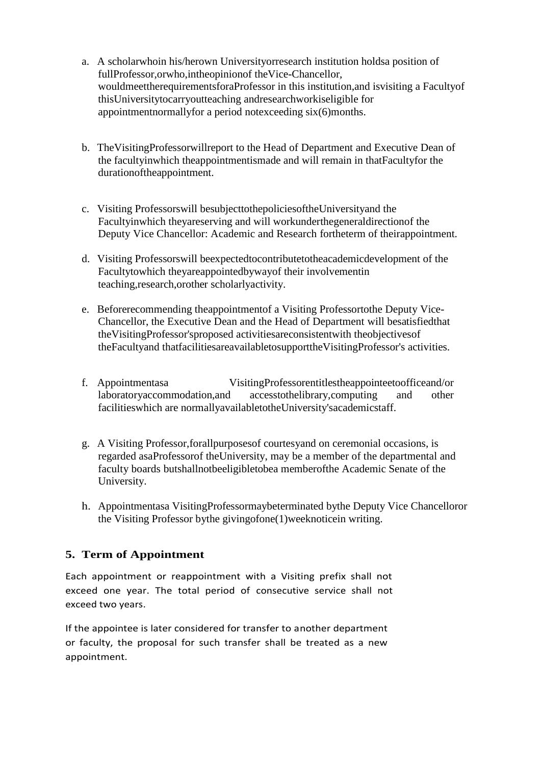a. A scholar who in his/her own University or research institution holds a position of full Professor, or who, in the opinion of the Vice-Chancellor, would meet the requirements for a Professor in this institution, and is visiting a Faculty of this University to carry out teaching and research work is eligible for appointment normally for a period not exceeding six (6) months.

b. The Visiting Professor will report to the Head of Department and Executive Dean of the faculty in which the appointment is made and will remain in that Faculty for the duration of the appointment.

c. Visiting Professors will be subject to the policies of the University and the Faculty in which they are serving and will work under the general direction of the Deputy Vice Chancellor: Academic and Research for the term of their appointment.

d. Visiting Professors will be expected to contribute to the academic development of the Faculty to which they are appointed by way of their involvement in teaching, research, or other scholarly activity.

e. Before recommending the appointment of a Visiting Professor to the Deputy Vice-Chancellor, the Executive Dean and the Head of Department will be satisfied that the Visiting Professor's proposed activities are consistent with the objectives of the Faculty and that facilities are available to support the Visiting Professor's activities.

f. Appointment as a Visiting Professor entitles the appointee to office and/or laboratory accommodation, and access to the library, computing and other facilities which are normally available to the University's academic staff.

g. A Visiting Professor, for all purposes of courtesy and on ceremonial occasions, is regarded as a Professor of the University, may be a member of the departmental and faculty boards but shall not be eligible to be a member of the Academic Senate of the University.

h. Appointment as a Visiting Professor may be terminated by the Deputy Vice Chancellor or the Visiting Professor by the giving of one (1) week notice in writing.

## 5. Term of Appointment

Each appointment or reappointment with a Visiting prefix shall not exceed one year. The total period of consecutive service shall not exceed two years.

If the appointee is later considered for transfer to another department or faculty, the proposal for such transfer shall be treated as a new appointment.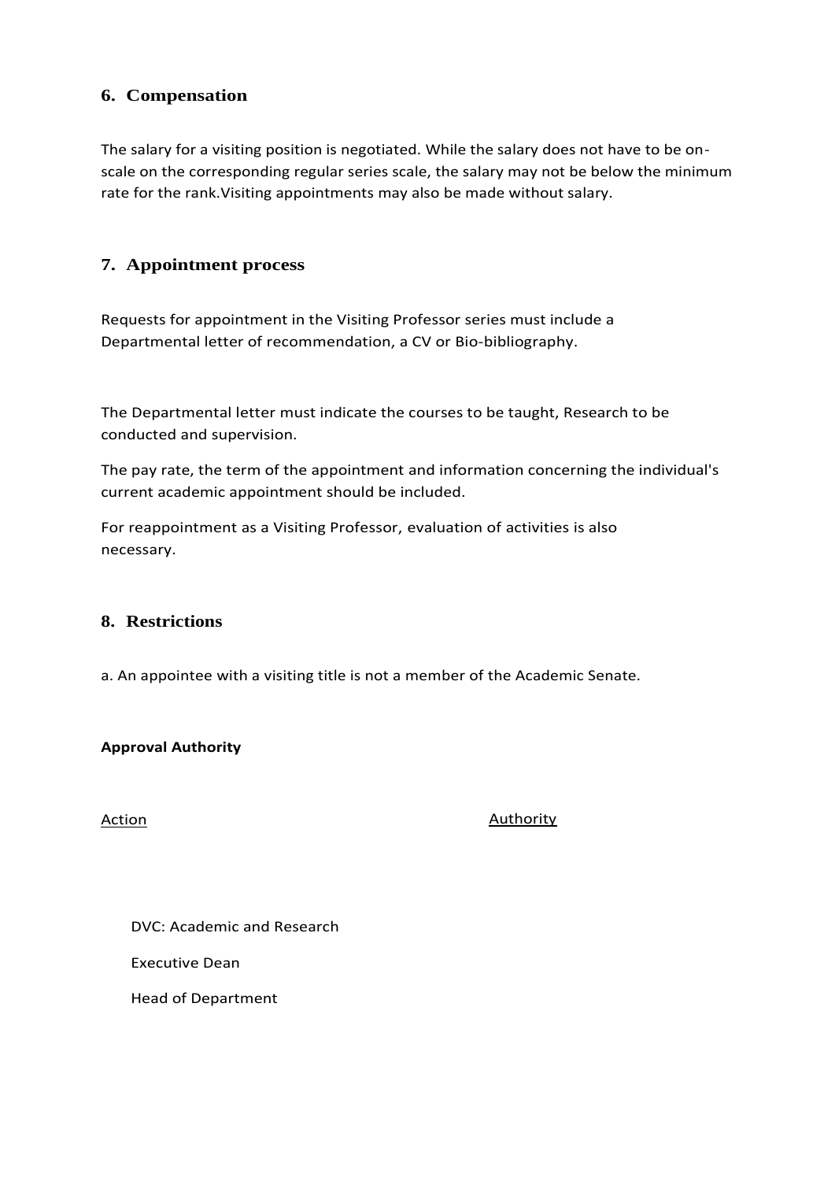## 6. Compensation

The salary for a visiting position is negotiated. While the salary does not have to be on-scale on the corresponding regular series scale, the salary may not be below the minimum rate for the rank.Visiting appointments may also be made without salary.

## 7. Appointment process

Requests for appointment in the Visiting Professor series must include a Departmental letter of recommendation, a CV or Bio-bibliography.

The Departmental letter must indicate the courses to be taught, Research to be conducted and supervision.

The pay rate, the term of the appointment and information concerning the individual's current academic appointment should be included.

For reappointment as a Visiting Professor, evaluation of activities is also necessary.

## 8. Restrictions

a. An appointee with a visiting title is not a member of the Academic Senate.

**Approval Authority**

| Action | Authority |
|---|---|
| | |

DVC: Academic and Research

Executive Dean

Head of Department